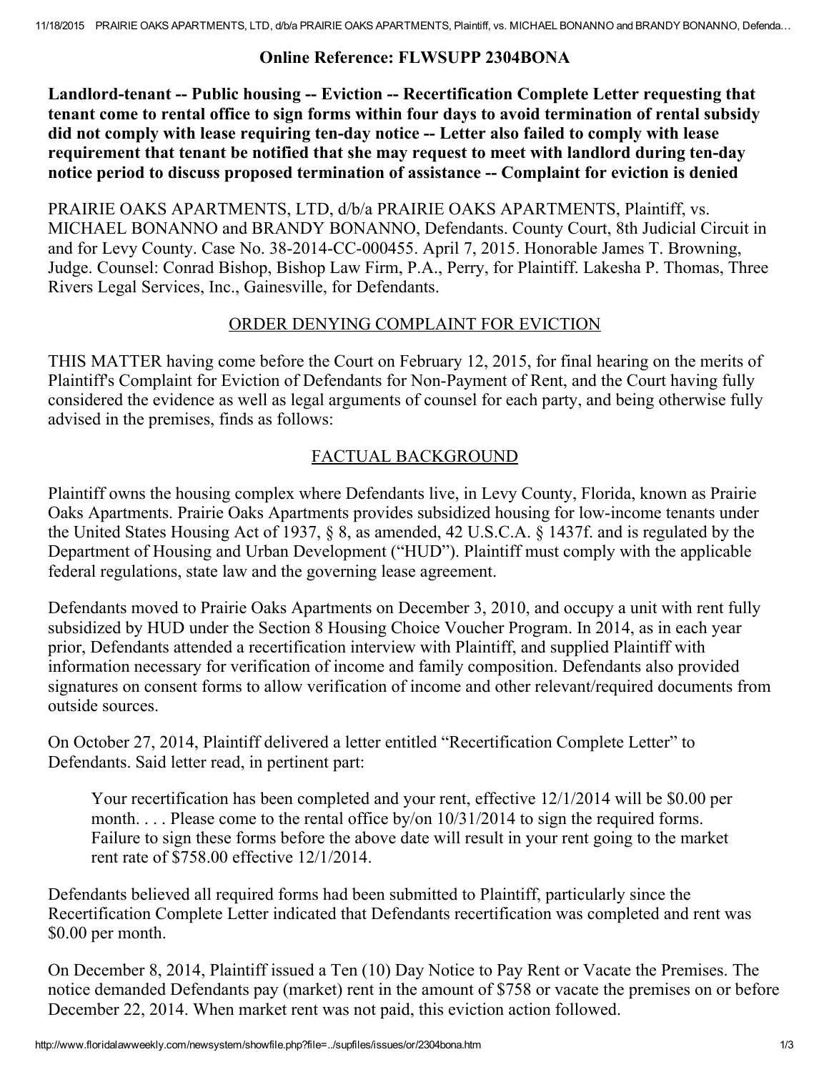**Online Reference: FLWSUPP 2304BONA**

**Landlord-tenant -- Public housing -- Eviction -- Recertification Complete Letter requesting that tenant come to rental office to sign forms within four days to avoid termination of rental subsidy did not comply with lease requiring ten-day notice -- Letter also failed to comply with lease requirement that tenant be notified that she may request to meet with landlord during ten-day notice period to discuss proposed termination of assistance -- Complaint for eviction is denied**

PRAIRIE OAKS APARTMENTS, LTD, d/b/a PRAIRIE OAKS APARTMENTS, Plaintiff, vs. MICHAEL BONANNO and BRANDY BONANNO, Defendants. County Court, 8th Judicial Circuit in and for Levy County. Case No. 38-2014-CC-000455. April 7, 2015. Honorable James T. Browning, Judge. Counsel: Conrad Bishop, Bishop Law Firm, P.A., Perry, for Plaintiff. Lakesha P. Thomas, Three Rivers Legal Services, Inc., Gainesville, for Defendants.

## ORDER DENYING COMPLAINT FOR EVICTION

THIS MATTER having come before the Court on February 12, 2015, for final hearing on the merits of Plaintiff's Complaint for Eviction of Defendants for Non-Payment of Rent, and the Court having fully considered the evidence as well as legal arguments of counsel for each party, and being otherwise fully advised in the premises, finds as follows:

## FACTUAL BACKGROUND

Plaintiff owns the housing complex where Defendants live, in Levy County, Florida, known as Prairie Oaks Apartments. Prairie Oaks Apartments provides subsidized housing for low-income tenants under the United States Housing Act of 1937, § 8, as amended, 42 U.S.C.A. § 1437f. and is regulated by the Department of Housing and Urban Development ("HUD"). Plaintiff must comply with the applicable federal regulations, state law and the governing lease agreement.

Defendants moved to Prairie Oaks Apartments on December 3, 2010, and occupy a unit with rent fully subsidized by HUD under the Section 8 Housing Choice Voucher Program. In 2014, as in each year prior, Defendants attended a recertification interview with Plaintiff, and supplied Plaintiff with information necessary for verification of income and family composition. Defendants also provided signatures on consent forms to allow verification of income and other relevant/required documents from outside sources.

On October 27, 2014, Plaintiff delivered a letter entitled "Recertification Complete Letter" to Defendants. Said letter read, in pertinent part:

> Your recertification has been completed and your rent, effective 12/1/2014 will be $0.00 per month. . . . Please come to the rental office by/on 10/31/2014 to sign the required forms. Failure to sign these forms before the above date will result in your rent going to the market rent rate of $758.00 effective 12/1/2014.

Defendants believed all required forms had been submitted to Plaintiff, particularly since the Recertification Complete Letter indicated that Defendants recertification was completed and rent was $0.00 per month.

On December 8, 2014, Plaintiff issued a Ten (10) Day Notice to Pay Rent or Vacate the Premises. The notice demanded Defendants pay (market) rent in the amount of $758 or vacate the premises on or before December 22, 2014. When market rent was not paid, this eviction action followed.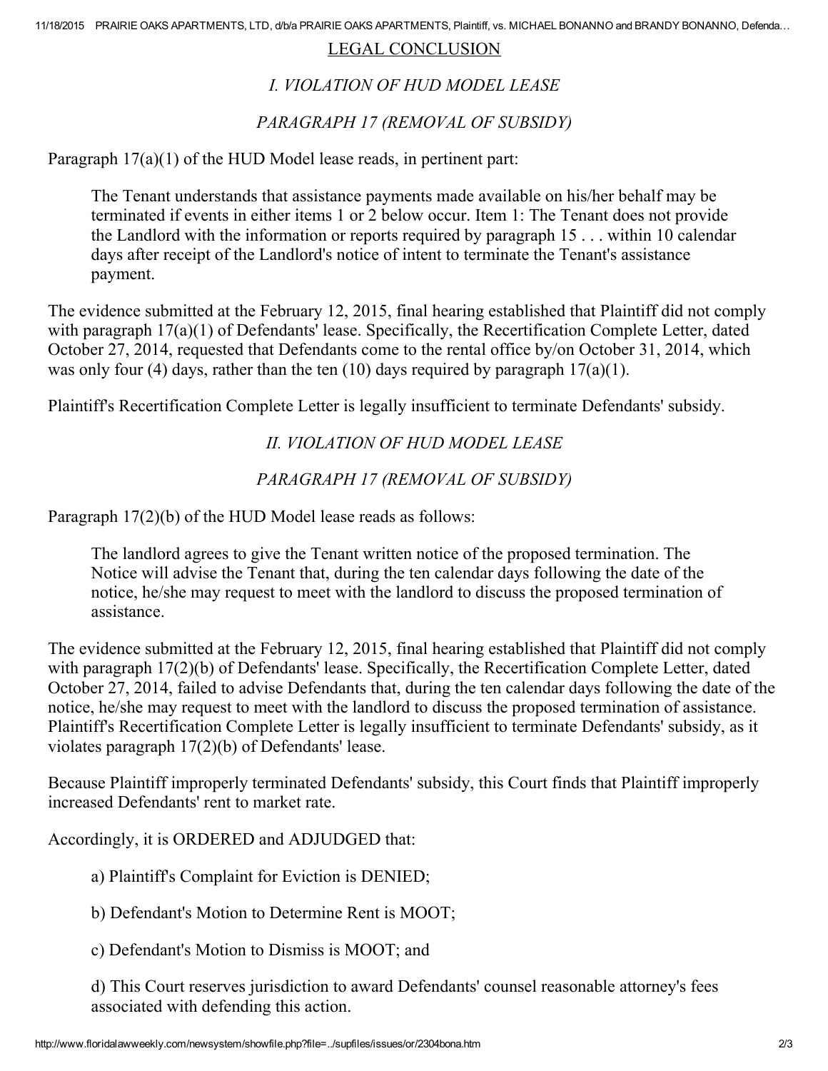## LEGAL CONCLUSION

### *I. VIOLATION OF HUD MODEL LEASE*

### *PARAGRAPH 17 (REMOVAL OF SUBSIDY)*

Paragraph 17(a)(1) of the HUD Model lease reads, in pertinent part:

> The Tenant understands that assistance payments made available on his/her behalf may be terminated if events in either items 1 or 2 below occur. Item 1: The Tenant does not provide the Landlord with the information or reports required by paragraph 15 . . . within 10 calendar days after receipt of the Landlord's notice of intent to terminate the Tenant's assistance payment.

The evidence submitted at the February 12, 2015, final hearing established that Plaintiff did not comply with paragraph 17(a)(1) of Defendants' lease. Specifically, the Recertification Complete Letter, dated October 27, 2014, requested that Defendants come to the rental office by/on October 31, 2014, which was only four (4) days, rather than the ten (10) days required by paragraph 17(a)(1).

Plaintiff's Recertification Complete Letter is legally insufficient to terminate Defendants' subsidy.

### *II. VIOLATION OF HUD MODEL LEASE*

### *PARAGRAPH 17 (REMOVAL OF SUBSIDY)*

Paragraph 17(2)(b) of the HUD Model lease reads as follows:

> The landlord agrees to give the Tenant written notice of the proposed termination. The Notice will advise the Tenant that, during the ten calendar days following the date of the notice, he/she may request to meet with the landlord to discuss the proposed termination of assistance.

The evidence submitted at the February 12, 2015, final hearing established that Plaintiff did not comply with paragraph 17(2)(b) of Defendants' lease. Specifically, the Recertification Complete Letter, dated October 27, 2014, failed to advise Defendants that, during the ten calendar days following the date of the notice, he/she may request to meet with the landlord to discuss the proposed termination of assistance. Plaintiff's Recertification Complete Letter is legally insufficient to terminate Defendants' subsidy, as it violates paragraph 17(2)(b) of Defendants' lease.

Because Plaintiff improperly terminated Defendants' subsidy, this Court finds that Plaintiff improperly increased Defendants' rent to market rate.

Accordingly, it is ORDERED and ADJUDGED that:

a) Plaintiff's Complaint for Eviction is DENIED;

b) Defendant's Motion to Determine Rent is MOOT;

c) Defendant's Motion to Dismiss is MOOT; and

d) This Court reserves jurisdiction to award Defendants' counsel reasonable attorney's fees associated with defending this action.